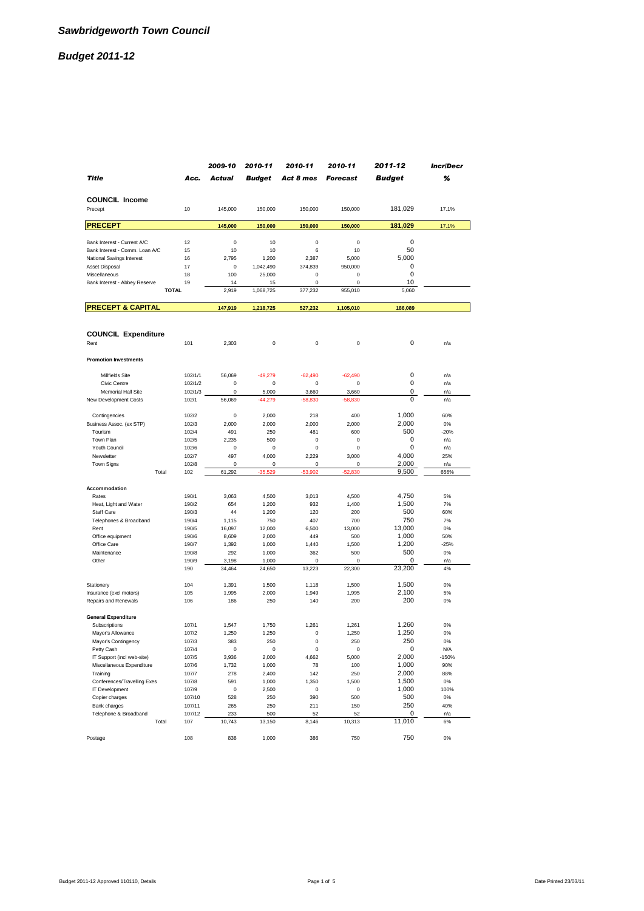# *Sawbridgeworth Town Council*

## *Budget 2011-12*

| *Title* | *Acc.* | *2009-10 Actual* | *2010-11 Budget* | *2010-11 Act 8 mos* | *2010-11 Forecast* | *2011-12 Budget* | *Incr/Decr %* |
|---|---|---|---|---|---|---|---|
| **COUNCIL Income** | | | | | | | |
| Precept | 10 | 145,000 | 150,000 | 150,000 | 150,000 | 181,029 | 17.1% |
| **PRECEPT** | | **145,000** | **150,000** | **150,000** | **150,000** | **181,029** | **17.1%** |
| Bank Interest - Current A/C | 12 | 0 | 10 | 0 | 0 | 0 | |
| Bank Interest - Comm. Loan A/C | 15 | 10 | 10 | 6 | 10 | 50 | |
| National Savings Interest | 16 | 2,795 | 1,200 | 2,387 | 5,000 | 5,000 | |
| Asset Disposal | 17 | 0 | 1,042,490 | 374,839 | 950,000 | 0 | |
| Miscellaneous | 18 | 100 | 25,000 | 0 | 0 | 0 | |
| Bank Interest - Abbey Reserve | 19 | 14 | 15 | 0 | 0 | 10 | |
| **TOTAL** | | 2,919 | 1,068,725 | 377,232 | 955,010 | 5,060 | |
| **PRECEPT & CAPITAL** | | **147,919** | **1,218,725** | **527,232** | **1,105,010** | **186,089** | |
| **COUNCIL Expenditure** | | | | | | | |
| Rent | 101 | 2,303 | 0 | 0 | 0 | 0 | n/a |
| **Promotion Investments** | | | | | | | |
| Millfields Site | 102/1/1 | 56,069 | -49,279 | -62,490 | -62,490 | 0 | n/a |
| Civic Centre | 102/1/2 | 0 | 0 | 0 | 0 | 0 | n/a |
| Memorial Hall Site | 102/1/3 | 0 | 5,000 | 3,660 | 3,660 | 0 | n/a |
| New Development Costs | 102/1 | 56,069 | -44,279 | -58,830 | -58,830 | 0 | n/a |
| Contingencies | 102/2 | 0 | 2,000 | 218 | 400 | 1,000 | 60% |
| Business Assoc. (ex STP) | 102/3 | 2,000 | 2,000 | 2,000 | 2,000 | 2,000 | 0% |
| Tourism | 102/4 | 491 | 250 | 481 | 600 | 500 | -20% |
| Town Plan | 102/5 | 2,235 | 500 | 0 | 0 | 0 | n/a |
| Youth Council | 102/6 | 0 | 0 | 0 | 0 | 0 | n/a |
| Newsletter | 102/7 | 497 | 4,000 | 2,229 | 3,000 | 4,000 | 25% |
| Town Signs | 102/8 | 0 | 0 | 0 | 0 | 2,000 | n/a |
| Total | 102 | 61,292 | -35,529 | -53,902 | -52,830 | 9,500 | 656% |
| **Accommodation** | | | | | | | |
| Rates | 190/1 | 3,063 | 4,500 | 3,013 | 4,500 | 4,750 | 5% |
| Heat, Light and Water | 190/2 | 654 | 1,200 | 932 | 1,400 | 1,500 | 7% |
| Staff Care | 190/3 | 44 | 1,200 | 120 | 200 | 500 | 60% |
| Telephones & Broadband | 190/4 | 1,115 | 750 | 407 | 700 | 750 | 7% |
| Rent | 190/5 | 16,097 | 12,000 | 6,500 | 13,000 | 13,000 | 0% |
| Office equipment | 190/6 | 8,609 | 2,000 | 449 | 500 | 1,000 | 50% |
| Office Care | 190/7 | 1,392 | 1,000 | 1,440 | 1,500 | 1,200 | -25% |
| Maintenance | 190/8 | 292 | 1,000 | 362 | 500 | 500 | 0% |
| Other | 190/9 | 3,198 | 1,000 | 0 | 0 | 0 | n/a |
| | 190 | 34,464 | 24,650 | 13,223 | 22,300 | 23,200 | 4% |
| Stationery | 104 | 1,391 | 1,500 | 1,118 | 1,500 | 1,500 | 0% |
| Insurance (excl motors) | 105 | 1,995 | 2,000 | 1,949 | 1,995 | 2,100 | 5% |
| Repairs and Renewals | 106 | 186 | 250 | 140 | 200 | 200 | 0% |
| **General Expenditure** | | | | | | | |
| Subscriptions | 107/1 | 1,547 | 1,750 | 1,261 | 1,261 | 1,260 | 0% |
| Mayor's Allowance | 107/2 | 1,250 | 1,250 | 0 | 1,250 | 1,250 | 0% |
| Mayor's Contingency | 107/3 | 383 | 250 | 0 | 250 | 250 | 0% |
| Petty Cash | 107/4 | 0 | 0 | 0 | 0 | 0 | N/A |
| IT Support (incl web-site) | 107/5 | 3,936 | 2,000 | 4,662 | 5,000 | 2,000 | -150% |
| Miscellaneous Expenditure | 107/6 | 1,732 | 1,000 | 78 | 100 | 1,000 | 90% |
| Training | 107/7 | 278 | 2,400 | 142 | 250 | 2,000 | 88% |
| Conferences/Travelling Exes | 107/8 | 591 | 1,000 | 1,350 | 1,500 | 1,500 | 0% |
| IT Development | 107/9 | 0 | 2,500 | 0 | 0 | 1,000 | 100% |
| Copier charges | 107/10 | 528 | 250 | 390 | 500 | 500 | 0% |
| Bank charges | 107/11 | 265 | 250 | 211 | 150 | 250 | 40% |
| Telephone & Broadband | 107/12 | 233 | 500 | 52 | 52 | 0 | n/a |
| Total | 107 | 10,743 | 13,150 | 8,146 | 10,313 | 11,010 | 6% |
| Postage | 108 | 838 | 1,000 | 386 | 750 | 750 | 0% |

Budget 2011-12 Approved 110110, Details — Date Printed 23/03/11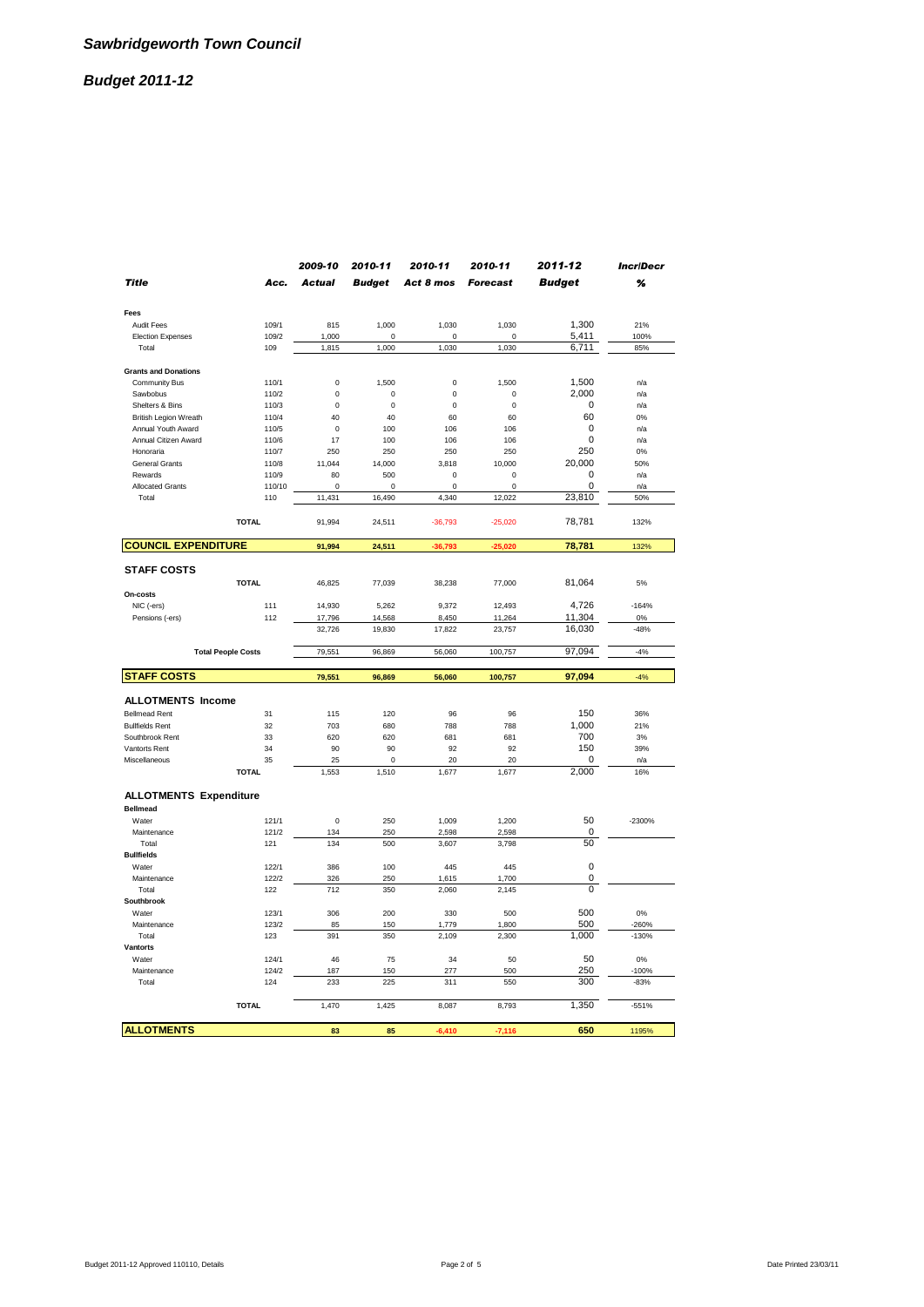# Sawbridgeworth Town Council

## Budget 2011-12

| Title | Acc. | 2009-10 Actual | 2010-11 Budget | 2010-11 Act 8 mos | 2010-11 Forecast | 2011-12 Budget | Incr/Decr % |
|---|---|---|---|---|---|---|---|
| **Fees** | | | | | | | |
| Audit Fees | 109/1 | 815 | 1,000 | 1,030 | 1,030 | 1,300 | 21% |
| Election Expenses | 109/2 | 1,000 | 0 | 0 | 0 | 5,411 | 100% |
| Total | 109 | 1,815 | 1,000 | 1,030 | 1,030 | 6,711 | 85% |
| **Grants and Donations** | | | | | | | |
| Community Bus | 110/1 | 0 | 1,500 | 0 | 1,500 | 1,500 | n/a |
| Sawbobus | 110/2 | 0 | 0 | 0 | 0 | 2,000 | n/a |
| Shelters & Bins | 110/3 | 0 | 0 | 0 | 0 | 0 | n/a |
| British Legion Wreath | 110/4 | 40 | 40 | 60 | 60 | 60 | 0% |
| Annual Youth Award | 110/5 | 0 | 100 | 106 | 106 | 0 | n/a |
| Annual Citizen Award | 110/6 | 17 | 100 | 106 | 106 | 0 | n/a |
| Honoraria | 110/7 | 250 | 250 | 250 | 250 | 250 | 0% |
| General Grants | 110/8 | 11,044 | 14,000 | 3,818 | 10,000 | 20,000 | 50% |
| Rewards | 110/9 | 80 | 500 | 0 | 0 | 0 | n/a |
| Allocated Grants | 110/10 | 0 | 0 | 0 | 0 | 0 | n/a |
| Total | 110 | 11,431 | 16,490 | 4,340 | 12,022 | 23,810 | 50% |
| **TOTAL** | | 91,994 | 24,511 | -36,793 | -25,020 | 78,781 | 132% |
| **COUNCIL EXPENDITURE** | | **91,994** | **24,511** | **-36,793** | **-25,020** | **78,781** | **132%** |
| **STAFF COSTS** | | | | | | | |
| **TOTAL** | | 46,825 | 77,039 | 38,238 | 77,000 | 81,064 | 5% |
| **On-costs** | | | | | | | |
| NIC (-ers) | 111 | 14,930 | 5,262 | 9,372 | 12,493 | 4,726 | -164% |
| Pensions (-ers) | 112 | 17,796 | 14,568 | 8,450 | 11,264 | 11,304 | 0% |
| | | 32,726 | 19,830 | 17,822 | 23,757 | 16,030 | -48% |
| **Total People Costs** | | 79,551 | 96,869 | 56,060 | 100,757 | 97,094 | -4% |
| **STAFF COSTS** | | **79,551** | **96,869** | **56,060** | **100,757** | **97,094** | **-4%** |
| **ALLOTMENTS Income** | | | | | | | |
| Bellmead Rent | 31 | 115 | 120 | 96 | 96 | 150 | 36% |
| Bullfields Rent | 32 | 703 | 680 | 788 | 788 | 1,000 | 21% |
| Southbrook Rent | 33 | 620 | 620 | 681 | 681 | 700 | 3% |
| Vantorts Rent | 34 | 90 | 90 | 92 | 92 | 150 | 39% |
| Miscellaneous | 35 | 25 | 0 | 20 | 20 | 0 | n/a |
| **TOTAL** | | 1,553 | 1,510 | 1,677 | 1,677 | 2,000 | 16% |
| **ALLOTMENTS Expenditure** | | | | | | | |
| **Bellmead** | | | | | | | |
| Water | 121/1 | 0 | 250 | 1,009 | 1,200 | 50 | -2300% |
| Maintenance | 121/2 | 134 | 250 | 2,598 | 2,598 | 0 | |
| Total | 121 | 134 | 500 | 3,607 | 3,798 | 50 | |
| **Bullfields** | | | | | | | |
| Water | 122/1 | 386 | 100 | 445 | 445 | 0 | |
| Maintenance | 122/2 | 326 | 250 | 1,615 | 1,700 | 0 | |
| Total | 122 | 712 | 350 | 2,060 | 2,145 | 0 | |
| **Southbrook** | | | | | | | |
| Water | 123/1 | 306 | 200 | 330 | 500 | 500 | 0% |
| Maintenance | 123/2 | 85 | 150 | 1,779 | 1,800 | 500 | -260% |
| Total | 123 | 391 | 350 | 2,109 | 2,300 | 1,000 | -130% |
| **Vantorts** | | | | | | | |
| Water | 124/1 | 46 | 75 | 34 | 50 | 50 | 0% |
| Maintenance | 124/2 | 187 | 150 | 277 | 500 | 250 | -100% |
| Total | 124 | 233 | 225 | 311 | 550 | 300 | -83% |
| **TOTAL** | | 1,470 | 1,425 | 8,087 | 8,793 | 1,350 | -551% |
| **ALLOTMENTS** | | **83** | **85** | **-6,410** | **-7,116** | **650** | **1195%** |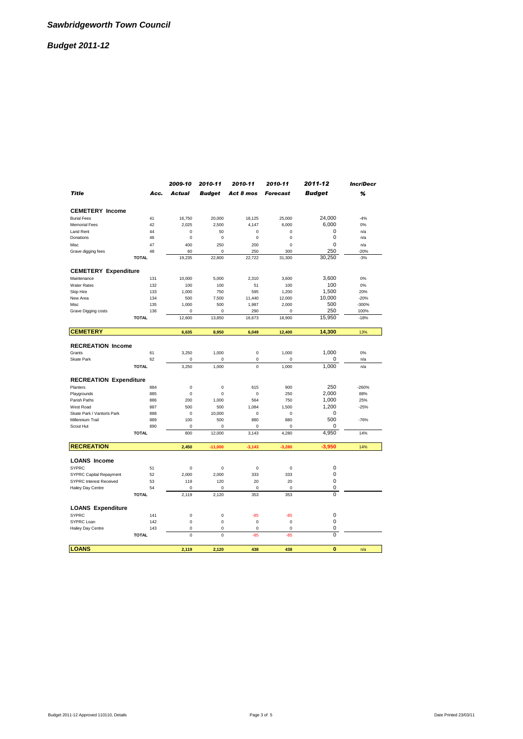# *Sawbridgeworth Town Council*

## *Budget 2011-12*

| *Title* | *Acc.* | *2009-10 Actual* | *2010-11 Budget* | *2010-11 Act 8 mos* | *2010-11 Forecast* | *2011-12 Budget* | *Incr/Decr %* |
|---|---|---|---|---|---|---|---|
| **CEMETERY Income** | | | | | | | |
| Burial Fees | 41 | 16,750 | 20,000 | 18,125 | 25,000 | 24,000 | -4% |
| Memorial Fees | 42 | 2,025 | 2,500 | 4,147 | 6,000 | 6,000 | 0% |
| Land Rent | 44 | 0 | 50 | 0 | 0 | 0 | n/a |
| Donations | 46 | 0 | 0 | 0 | 0 | 0 | n/a |
| Misc | 47 | 400 | 250 | 200 | 0 | 0 | n/a |
| Grave digging fees | 48 | 60 | 0 | 250 | 300 | 250 | -20% |
| **TOTAL** | | 19,235 | 22,800 | 22,722 | 31,300 | 30,250 | -3% |
| **CEMETERY Expenditure** | | | | | | | |
| Maintenance | 131 | 10,000 | 5,000 | 2,310 | 3,600 | 3,600 | 0% |
| Water Rates | 132 | 100 | 100 | 51 | 100 | 100 | 0% |
| Skip Hire | 133 | 1,000 | 750 | 595 | 1,200 | 1,500 | 20% |
| New Area | 134 | 500 | 7,500 | 11,440 | 12,000 | 10,000 | -20% |
| Misc | 135 | 1,000 | 500 | 1,987 | 2,000 | 500 | -300% |
| Grave Digging costs | 136 | 0 | 0 | 290 | 0 | 250 | 100% |
| **TOTAL** | | 12,600 | 13,850 | 16,673 | 18,900 | 15,950 | -18% |
| **CEMETERY** | | **6,635** | **8,950** | **6,049** | **12,400** | **14,300** | 13% |
| **RECREATION Income** | | | | | | | |
| Grants | 61 | 3,250 | 1,000 | 0 | 1,000 | 1,000 | 0% |
| Skate Park | 62 | 0 | 0 | 0 | 0 | 0 | n/a |
| **TOTAL** | | 3,250 | 1,000 | 0 | 1,000 | 1,000 | n/a |
| **RECREATION Expenditure** | | | | | | | |
| Planters | 884 | 0 | 0 | 615 | 900 | 250 | -260% |
| Playgrounds | 885 | 0 | 0 | 0 | 250 | 2,000 | 88% |
| Parish Paths | 886 | 200 | 1,000 | 564 | 750 | 1,000 | 25% |
| West Road | 887 | 500 | 500 | 1,084 | 1,500 | 1,200 | -25% |
| Skate Park / Vantorts Park | 888 | 0 | 10,000 | 0 | 0 | 0 | |
| Millennium Trail | 889 | 100 | 500 | 880 | 880 | 500 | -76% |
| Scout Hut | 890 | 0 | 0 | 0 | 0 | 0 | |
| **TOTAL** | | 800 | 12,000 | 3,143 | 4,280 | 4,950 | 14% |
| **RECREATION** | | **2,450** | **-11,000** | **-3,143** | **-3,280** | **-3,950** | 14% |
| **LOANS Income** | | | | | | | |
| SYPRC | 51 | 0 | 0 | 0 | 0 | 0 | |
| SYPRC Capital Repayment | 52 | 2,000 | 2,000 | 333 | 333 | 0 | |
| SYPRC Interest Received | 53 | 119 | 120 | 20 | 20 | 0 | |
| Hailey Day Centre | 54 | 0 | 0 | 0 | 0 | 0 | |
| **TOTAL** | | 2,119 | 2,120 | 353 | 353 | 0 | |
| **LOANS Expenditure** | | | | | | | |
| SYPRC | 141 | 0 | 0 | -85 | -85 | 0 | |
| SYPRC Loan | 142 | 0 | 0 | 0 | 0 | 0 | |
| Hailey Day Centre | 143 | 0 | 0 | 0 | 0 | 0 | |
| **TOTAL** | | 0 | 0 | -85 | -85 | 0 | |
| **LOANS** | | **2,119** | **2,120** | **438** | **438** | **0** | n/a |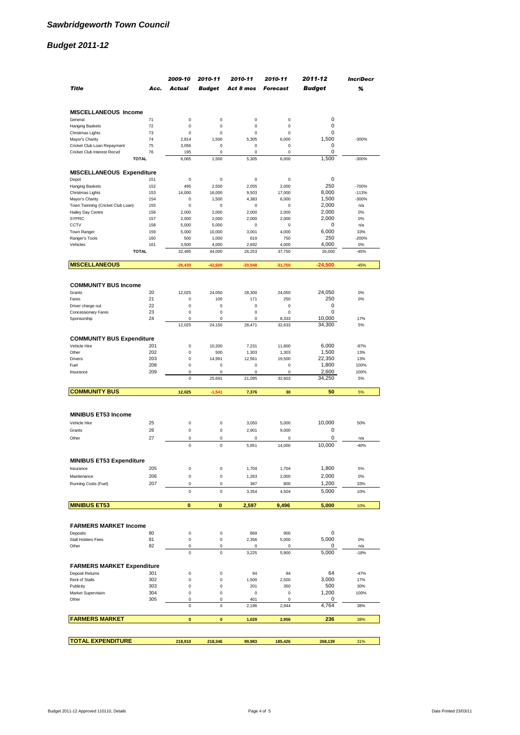# *Sawbridgeworth Town Council*

## *Budget 2011-12*

| *Title* | *Acc.* | *2009-10 Actual* | *2010-11 Budget* | *2010-11 Act 8 mos* | *2010-11 Forecast* | *2011-12 Budget* | *Incr/Decr %* |
|---|---|---|---|---|---|---|---|
| **MISCELLANEOUS Income** | | | | | | | |
| General | 71 | 0 | 0 | 0 | 0 | 0 | |
| Hanging Baskets | 72 | 0 | 0 | 0 | 0 | 0 | |
| Christmas Lights | 73 | 0 | 0 | 0 | 0 | 0 | |
| Mayor's Charity | 74 | 2,814 | 1,500 | 5,305 | 6,000 | 1,500 | -300% |
| Cricket Club Loan Repayment | 75 | 3,056 | 0 | 0 | 0 | 0 | |
| Cricket Club Interest Recvd | 76 | 195 | 0 | 0 | 0 | 0 | |
| TOTAL | | 6,065 | 1,500 | 5,305 | 6,000 | 1,500 | -300% |
| **MISCELLANEOUS Expenditure** | | | | | | | |
| Depot | 151 | 0 | 0 | 0 | 0 | 0 | |
| Hanging Baskets | 152 | 495 | 2,500 | 2,055 | 2,000 | 250 | -700% |
| Christmas Lights | 153 | 14,000 | 16,000 | 9,503 | 17,000 | 8,000 | -113% |
| Mayor's Charity | 154 | 0 | 1,500 | 4,383 | 6,000 | 1,500 | -300% |
| Town Twinning (Cricket Club Loan) | 155 | 0 | 0 | 0 | 0 | 2,000 | n/a |
| Hailey Day Centre | 156 | 2,000 | 2,000 | 2,000 | 2,000 | 2,000 | 0% |
| SYPRC | 157 | 2,000 | 2,000 | 2,000 | 2,000 | 2,000 | 0% |
| CCTV | 158 | 5,000 | 5,000 | 0 | 0 | 0 | n/a |
| Town Ranger | 159 | 5,000 | 10,000 | 3,001 | 4,000 | 6,000 | 33% |
| Ranger's Tools | 160 | 500 | 1,000 | 619 | 750 | 250 | -200% |
| Vehicles | 161 | 3,500 | 4,000 | 2,692 | 4,000 | 4,000 | 0% |
| TOTAL | | 32,495 | 44,000 | 26,253 | 37,750 | 26,000 | -45% |
| **MISCELLANEOUS** | | -26,430 | -42,500 | -20,948 | -31,750 | -24,500 | -45% |
| **COMMUNITY BUS Income** | | | | | | | |
| Grants | 20 | 12,025 | 24,050 | 28,300 | 24,050 | 24,050 | 0% |
| Fares | 21 | 0 | 100 | 171 | 250 | 250 | 0% |
| Driver charge out | 22 | 0 | 0 | 0 | 0 | 0 | |
| Concessionary Fares | 23 | 0 | 0 | 0 | 0 | 0 | |
| Sponsorship | 24 | 0 | 0 | 0 | 8,333 | 10,000 | 17% |
| | | 12,025 | 24,150 | 28,471 | 32,633 | 34,300 | 5% |
| **COMMUNITY BUS Expenditure** | | | | | | | |
| Vehicle Hire | 201 | 0 | 10,200 | 7,231 | 11,800 | 6,000 | -97% |
| Other | 202 | 0 | 500 | 1,303 | 1,303 | 1,500 | 13% |
| Drivers | 203 | 0 | 14,991 | 12,561 | 19,500 | 22,350 | 13% |
| Fuel | 208 | 0 | 0 | 0 | 0 | 1,800 | 100% |
| Insurance | 209 | 0 | 0 | 0 | 0 | 2,600 | 100% |
| | | 0 | 25,691 | 21,095 | 32,603 | 34,250 | 5% |
| **COMMUNITY BUS** | | 12,025 | -1,541 | 7,376 | 30 | 50 | 5% |
| **MINIBUS ET53 Income** | | | | | | | |
| Vehicle Hire | 25 | 0 | 0 | 3,050 | 5,000 | 10,000 | 50% |
| Grants | 26 | 0 | 0 | 2,901 | 9,000 | 0 | |
| Other | 27 | 0 | 0 | 0 | 0 | 0 | n/a |
| | | 0 | 0 | 5,951 | 14,000 | 10,000 | -40% |
| **MINIBUS ET53 Expenditure** | | | | | | | |
| Insurance | 205 | 0 | 0 | 1,704 | 1,704 | 1,800 | 5% |
| Maintenance | 206 | 0 | 0 | 1,263 | 2,000 | 2,000 | 0% |
| Running Costs (Fuel) | 207 | 0 | 0 | 387 | 800 | 1,200 | 33% |
| | | 0 | 0 | 3,354 | 4,504 | 5,000 | 10% |
| **MINIBUS ET53** | | 0 | 0 | 2,597 | 9,496 | 5,000 | 10% |
| **FARMERS MARKET Income** | | | | | | | |
| Deposits | 80 | 0 | 0 | 869 | 900 | 0 | |
| Stall Holders Fees | 81 | 0 | 0 | 2,356 | 5,000 | 5,000 | 0% |
| Other | 82 | 0 | 0 | 0 | 0 | 0 | n/a |
| | | 0 | 0 | 3,225 | 5,900 | 5,000 | -18% |
| **FARMERS MARKET Expenditure** | | | | | | | |
| Deposit Returns | 301 | 0 | 0 | 94 | 94 | 64 | -47% |
| Rent of Stalls | 302 | 0 | 0 | 1,500 | 2,500 | 3,000 | 17% |
| Publicity | 303 | 0 | 0 | 201 | 350 | 500 | 30% |
| Market Supervision | 304 | 0 | 0 | 0 | 0 | 1,200 | 100% |
| Other | 305 | 0 | 0 | 401 | 0 | 0 | |
| | | 0 | 0 | 2,196 | 2,944 | 4,764 | 38% |
| **FARMERS MARKET** | | 0 | 0 | 1,029 | 2,956 | 236 | 38% |
| **TOTAL EXPENDITURE** | | 218,910 | 218,346 | 99,983 | 185,426 | 268,139 | 31% |

Budget 2011-12 Approved 110110, Details — Date Printed 23/03/11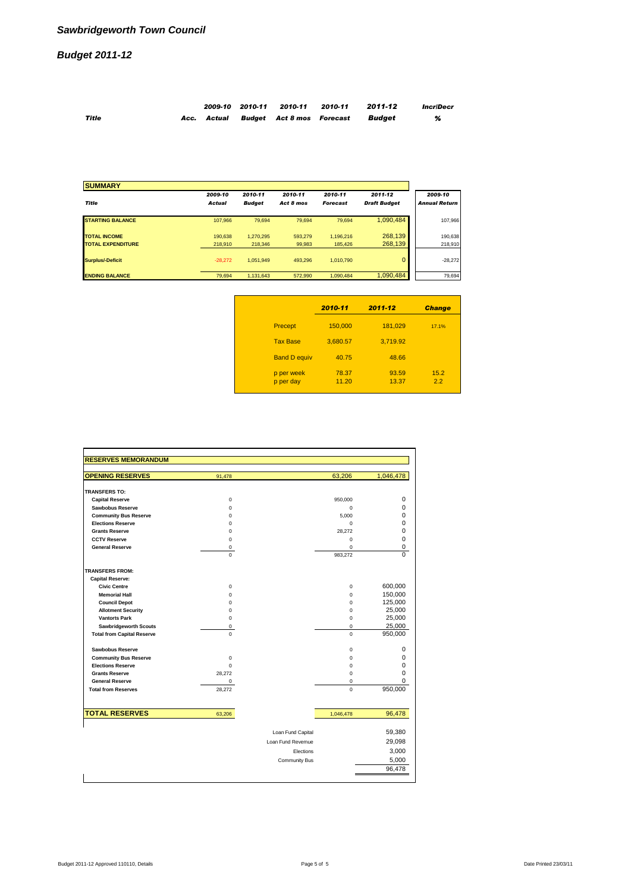# Sawbridgeworth Town Council

## Budget 2011-12

| Title | Acc. | 2009-10 Actual | 2010-11 Budget | 2010-11 Act 8 mos | 2010-11 Forecast | 2011-12 Budget | Incr/Decr % |
|---|---|---|---|---|---|---|---|

| SUMMARY | | | | | | |
|---|---|---|---|---|---|---|
| **Title** | **2009-10 Actual** | **2010-11 Budget** | **2010-11 Act 8 mos** | **2010-11 Forecast** | **2011-12 Draft Budget** | **2009-10 Annual Return** |
| **STARTING BALANCE** | 107,966 | 79,694 | 79,694 | 79,694 | 1,090,484 | 107,966 |
| **TOTAL INCOME** | 190,638 | 1,270,295 | 593,279 | 1,196,216 | 268,139 | 190,638 |
| **TOTAL EXPENDITURE** | 218,910 | 218,346 | 99,983 | 185,426 | 268,139 | 218,910 |
| **Surplus/-Deficit** | -28,272 | 1,051,949 | 493,296 | 1,010,790 | 0 | -28,272 |
| **ENDING BALANCE** | 79,694 | 1,131,643 | 572,990 | 1,090,484 | 1,090,484 | 79,694 |

| | 2010-11 | 2011-12 | Change |
|---|---|---|---|
| Precept | 150,000 | 181,029 | 17.1% |
| Tax Base | 3,680.57 | 3,719.92 | |
| Band D equiv | 40.75 | 48.66 | |
| p per week | 78.37 | 93.59 | 15.2 |
| p per day | 11.20 | 13.37 | 2.2 |

| RESERVES MEMORANDUM | | | |
|---|---|---|---|
| **OPENING RESERVES** | 91,478 | 63,206 | 1,046,478 |
| **TRANSFERS TO:** | | | |
| Capital Reserve | 0 | 950,000 | 0 |
| Sawbobus Reserve | 0 | 0 | 0 |
| Community Bus Reserve | 0 | 5,000 | 0 |
| Elections Reserve | 0 | 0 | 0 |
| Grants Reserve | 0 | 28,272 | 0 |
| CCTV Reserve | 0 | 0 | 0 |
| General Reserve | 0 | 0 | 0 |
| | 0 | 983,272 | 0 |
| **TRANSFERS FROM:** | | | |
| Capital Reserve: | | | |
| Civic Centre | 0 | 0 | 600,000 |
| Memorial Hall | 0 | 0 | 150,000 |
| Council Depot | 0 | 0 | 125,000 |
| Allotment Security | 0 | 0 | 25,000 |
| Vantorts Park | 0 | 0 | 25,000 |
| Sawbridgeworth Scouts | 0 | 0 | 25,000 |
| Total from Capital Reserve | 0 | 0 | 950,000 |
| Sawbobus Reserve | | 0 | 0 |
| Community Bus Reserve | 0 | 0 | 0 |
| Elections Reserve | 0 | 0 | 0 |
| Grants Reserve | 28,272 | 0 | 0 |
| General Reserve | 0 | 0 | 0 |
| Total from Reserves | 28,272 | 0 | 950,000 |
| **TOTAL RESERVES** | 63,206 | 1,046,478 | 96,478 |

| | |
|---|---|
| Loan Fund Capital | 59,380 |
| Loan Fund Revenue | 29,098 |
| Elections | 3,000 |
| Community Bus | 5,000 |
| | 96,478 |

Budget 2011-12 Approved 110110, Details

Date Printed 23/03/11